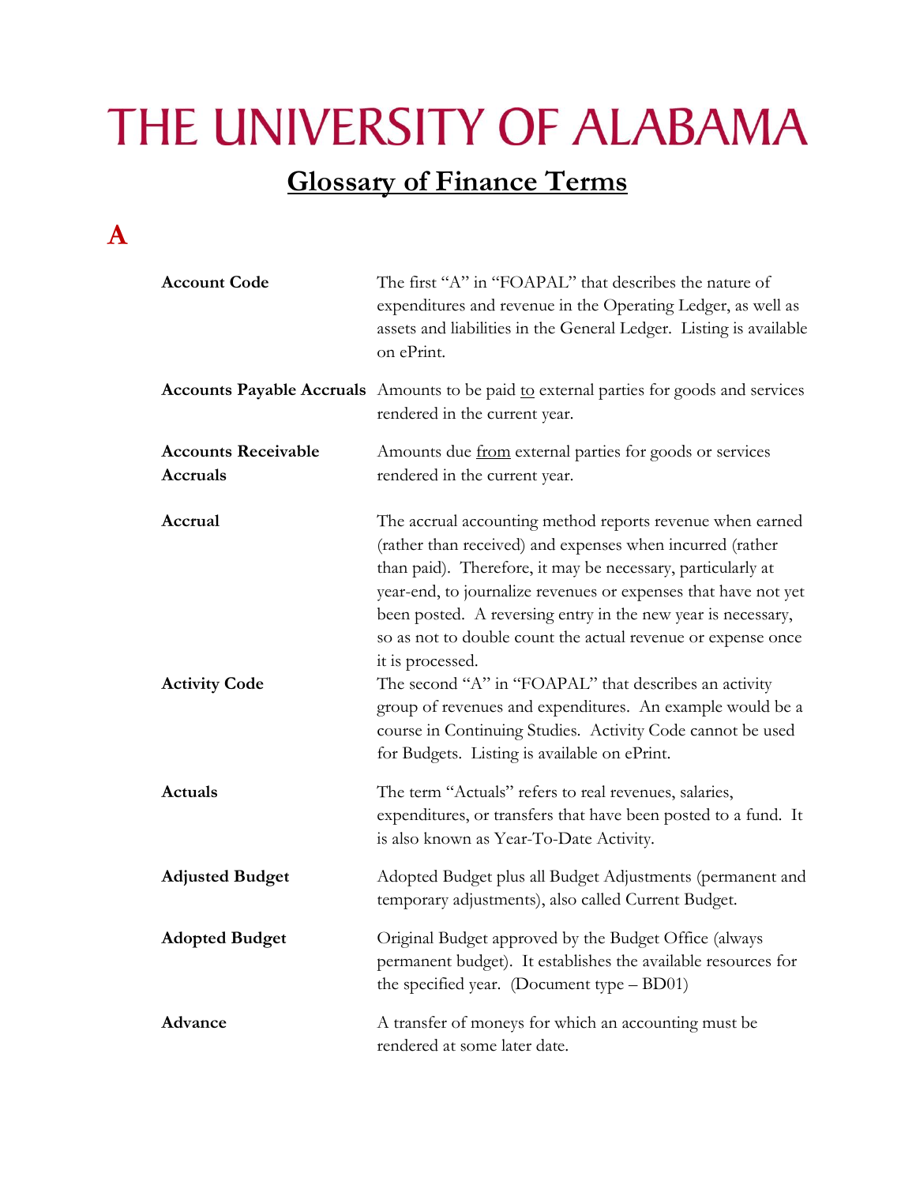# THE UNIVERSITY OF ALABAMA

## Glossary of Finance Terms

## A

**Account Code** — The first "A" in "FOAPAL" that describes the nature of expenditures and revenue in the Operating Ledger, as well as assets and liabilities in the General Ledger. Listing is available on ePrint.

**Accounts Payable Accruals** — Amounts to be paid to external parties for goods and services rendered in the current year.

**Accounts Receivable Accruals** — Amounts due from external parties for goods or services rendered in the current year.

**Accrual** — The accrual accounting method reports revenue when earned (rather than received) and expenses when incurred (rather than paid). Therefore, it may be necessary, particularly at year-end, to journalize revenues or expenses that have not yet been posted. A reversing entry in the new year is necessary, so as not to double count the actual revenue or expense once it is processed.

**Activity Code** — The second "A" in "FOAPAL" that describes an activity group of revenues and expenditures. An example would be a course in Continuing Studies. Activity Code cannot be used for Budgets. Listing is available on ePrint.

**Actuals** — The term "Actuals" refers to real revenues, salaries, expenditures, or transfers that have been posted to a fund. It is also known as Year-To-Date Activity.

**Adjusted Budget** — Adopted Budget plus all Budget Adjustments (permanent and temporary adjustments), also called Current Budget.

**Adopted Budget** — Original Budget approved by the Budget Office (always permanent budget). It establishes the available resources for the specified year. (Document type – BD01)

**Advance** — A transfer of moneys for which an accounting must be rendered at some later date.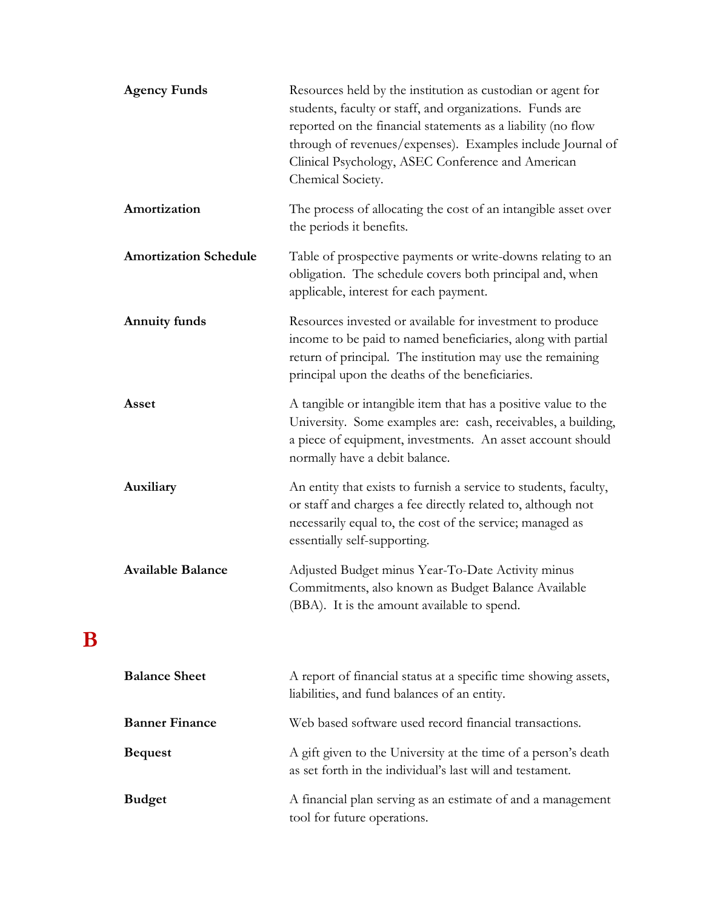**Agency Funds**

Resources held by the institution as custodian or agent for students, faculty or staff, and organizations. Funds are reported on the financial statements as a liability (no flow through of revenues/expenses). Examples include Journal of Clinical Psychology, ASEC Conference and American Chemical Society.

**Amortization**

The process of allocating the cost of an intangible asset over the periods it benefits.

**Amortization Schedule**

Table of prospective payments or write-downs relating to an obligation. The schedule covers both principal and, when applicable, interest for each payment.

**Annuity funds**

Resources invested or available for investment to produce income to be paid to named beneficiaries, along with partial return of principal. The institution may use the remaining principal upon the deaths of the beneficiaries.

**Asset**

A tangible or intangible item that has a positive value to the University. Some examples are: cash, receivables, a building, a piece of equipment, investments. An asset account should normally have a debit balance.

**Auxiliary**

An entity that exists to furnish a service to students, faculty, or staff and charges a fee directly related to, although not necessarily equal to, the cost of the service; managed as essentially self-supporting.

**Available Balance**

Adjusted Budget minus Year-To-Date Activity minus Commitments, also known as Budget Balance Available (BBA). It is the amount available to spend.

# B

**Balance Sheet**

A report of financial status at a specific time showing assets, liabilities, and fund balances of an entity.

**Banner Finance**

Web based software used record financial transactions.

**Bequest**

A gift given to the University at the time of a person's death as set forth in the individual's last will and testament.

**Budget**

A financial plan serving as an estimate of and a management tool for future operations.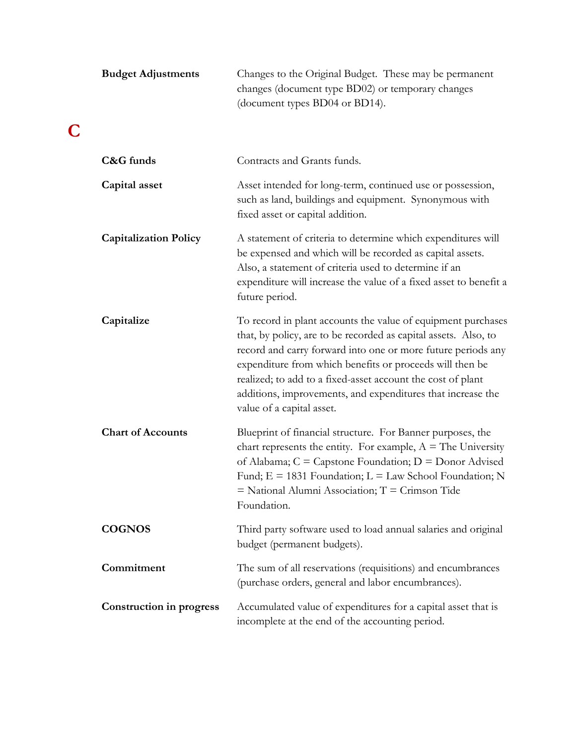**Budget Adjustments** — Changes to the Original Budget. These may be permanent changes (document type BD02) or temporary changes (document types BD04 or BD14).

## C

**C&G funds** — Contracts and Grants funds.

**Capital asset** — Asset intended for long-term, continued use or possession, such as land, buildings and equipment. Synonymous with fixed asset or capital addition.

**Capitalization Policy** — A statement of criteria to determine which expenditures will be expensed and which will be recorded as capital assets. Also, a statement of criteria used to determine if an expenditure will increase the value of a fixed asset to benefit a future period.

**Capitalize** — To record in plant accounts the value of equipment purchases that, by policy, are to be recorded as capital assets. Also, to record and carry forward into one or more future periods any expenditure from which benefits or proceeds will then be realized; to add to a fixed-asset account the cost of plant additions, improvements, and expenditures that increase the value of a capital asset.

**Chart of Accounts** — Blueprint of financial structure. For Banner purposes, the chart represents the entity. For example, A = The University of Alabama; C = Capstone Foundation; D = Donor Advised Fund; E = 1831 Foundation; L = Law School Foundation; N = National Alumni Association; T = Crimson Tide Foundation.

**COGNOS** — Third party software used to load annual salaries and original budget (permanent budgets).

**Commitment** — The sum of all reservations (requisitions) and encumbrances (purchase orders, general and labor encumbrances).

**Construction in progress** — Accumulated value of expenditures for a capital asset that is incomplete at the end of the accounting period.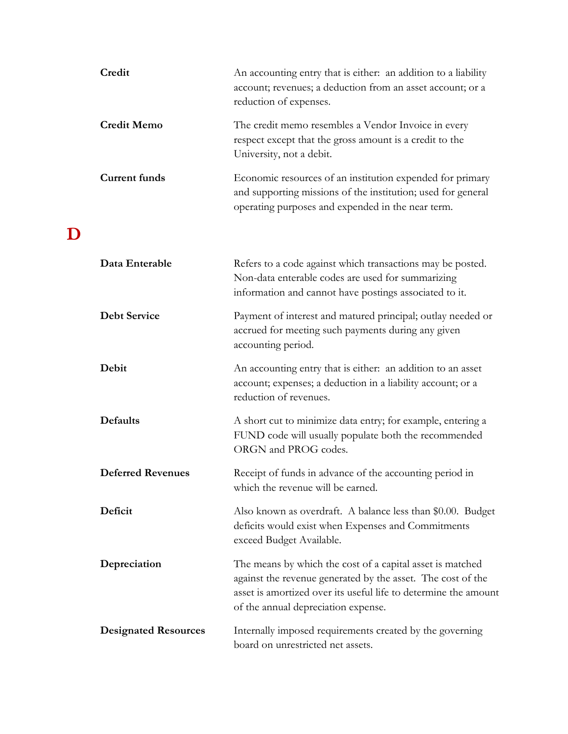**Credit** — An accounting entry that is either: an addition to a liability account; revenues; a deduction from an asset account; or a reduction of expenses.

**Credit Memo** — The credit memo resembles a Vendor Invoice in every respect except that the gross amount is a credit to the University, not a debit.

**Current funds** — Economic resources of an institution expended for primary and supporting missions of the institution; used for general operating purposes and expended in the near term.

## D

**Data Enterable** — Refers to a code against which transactions may be posted. Non-data enterable codes are used for summarizing information and cannot have postings associated to it.

**Debt Service** — Payment of interest and matured principal; outlay needed or accrued for meeting such payments during any given accounting period.

**Debit** — An accounting entry that is either: an addition to an asset account; expenses; a deduction in a liability account; or a reduction of revenues.

**Defaults** — A short cut to minimize data entry; for example, entering a FUND code will usually populate both the recommended ORGN and PROG codes.

**Deferred Revenues** — Receipt of funds in advance of the accounting period in which the revenue will be earned.

**Deficit** — Also known as overdraft. A balance less than $0.00. Budget deficits would exist when Expenses and Commitments exceed Budget Available.

**Depreciation** — The means by which the cost of a capital asset is matched against the revenue generated by the asset. The cost of the asset is amortized over its useful life to determine the amount of the annual depreciation expense.

**Designated Resources** — Internally imposed requirements created by the governing board on unrestricted net assets.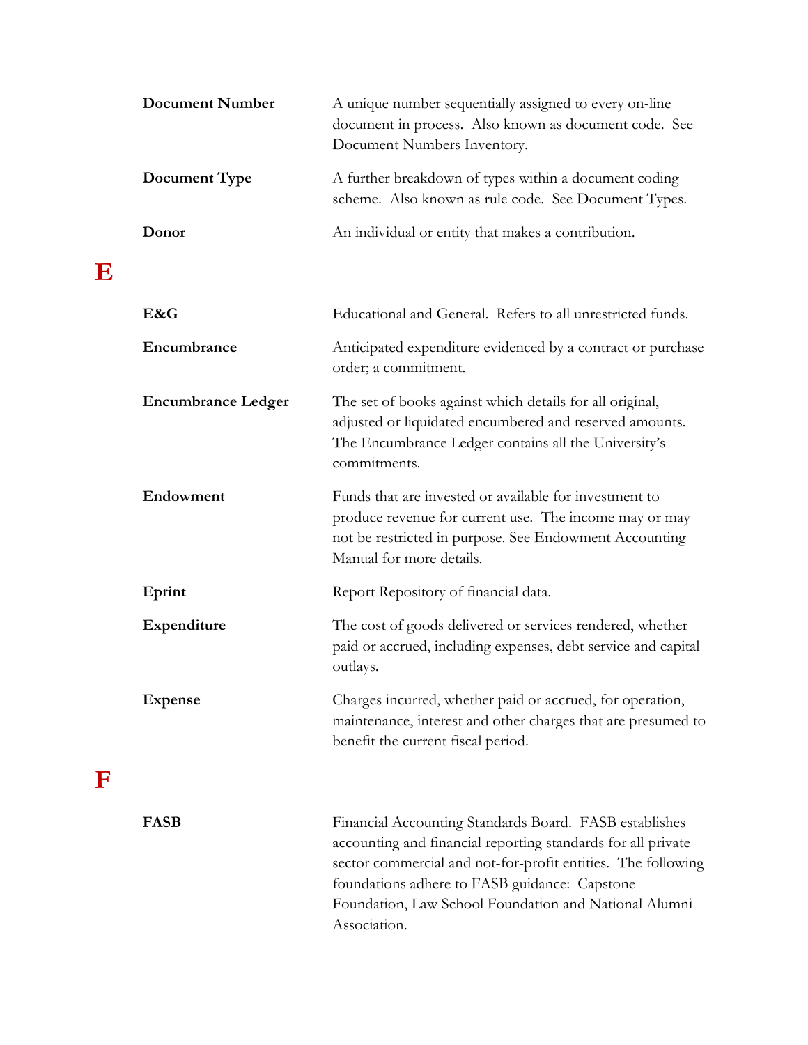**Document Number** — A unique number sequentially assigned to every on-line document in process. Also known as document code. See Document Numbers Inventory.

**Document Type** — A further breakdown of types within a document coding scheme. Also known as rule code. See Document Types.

**Donor** — An individual or entity that makes a contribution.

# E

**E&G** — Educational and General. Refers to all unrestricted funds.

**Encumbrance** — Anticipated expenditure evidenced by a contract or purchase order; a commitment.

**Encumbrance Ledger** — The set of books against which details for all original, adjusted or liquidated encumbered and reserved amounts. The Encumbrance Ledger contains all the University's commitments.

**Endowment** — Funds that are invested or available for investment to produce revenue for current use. The income may or may not be restricted in purpose. See Endowment Accounting Manual for more details.

**Eprint** — Report Repository of financial data.

**Expenditure** — The cost of goods delivered or services rendered, whether paid or accrued, including expenses, debt service and capital outlays.

**Expense** — Charges incurred, whether paid or accrued, for operation, maintenance, interest and other charges that are presumed to benefit the current fiscal period.

# F

**FASB** — Financial Accounting Standards Board. FASB establishes accounting and financial reporting standards for all private-sector commercial and not-for-profit entities. The following foundations adhere to FASB guidance: Capstone Foundation, Law School Foundation and National Alumni Association.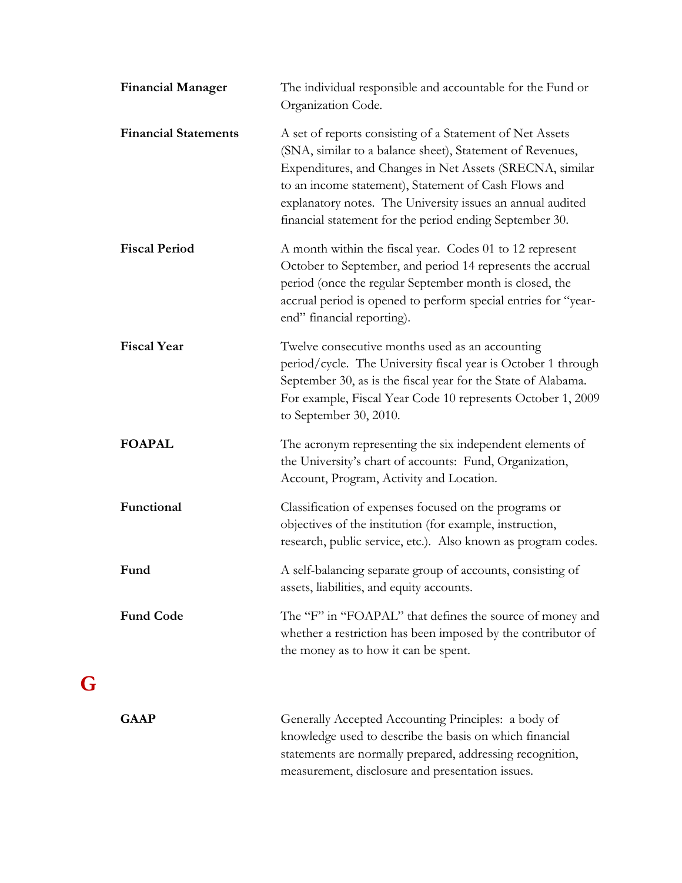**Financial Manager** The individual responsible and accountable for the Fund or Organization Code.

**Financial Statements** A set of reports consisting of a Statement of Net Assets (SNA, similar to a balance sheet), Statement of Revenues, Expenditures, and Changes in Net Assets (SRECNA, similar to an income statement), Statement of Cash Flows and explanatory notes. The University issues an annual audited financial statement for the period ending September 30.

**Fiscal Period** A month within the fiscal year. Codes 01 to 12 represent October to September, and period 14 represents the accrual period (once the regular September month is closed, the accrual period is opened to perform special entries for "year-end" financial reporting).

**Fiscal Year** Twelve consecutive months used as an accounting period/cycle. The University fiscal year is October 1 through September 30, as is the fiscal year for the State of Alabama. For example, Fiscal Year Code 10 represents October 1, 2009 to September 30, 2010.

**FOAPAL** The acronym representing the six independent elements of the University's chart of accounts: Fund, Organization, Account, Program, Activity and Location.

**Functional** Classification of expenses focused on the programs or objectives of the institution (for example, instruction, research, public service, etc.). Also known as program codes.

**Fund** A self-balancing separate group of accounts, consisting of assets, liabilities, and equity accounts.

**Fund Code** The "F" in "FOAPAL" that defines the source of money and whether a restriction has been imposed by the contributor of the money as to how it can be spent.

## G

**GAAP** Generally Accepted Accounting Principles: a body of knowledge used to describe the basis on which financial statements are normally prepared, addressing recognition, measurement, disclosure and presentation issues.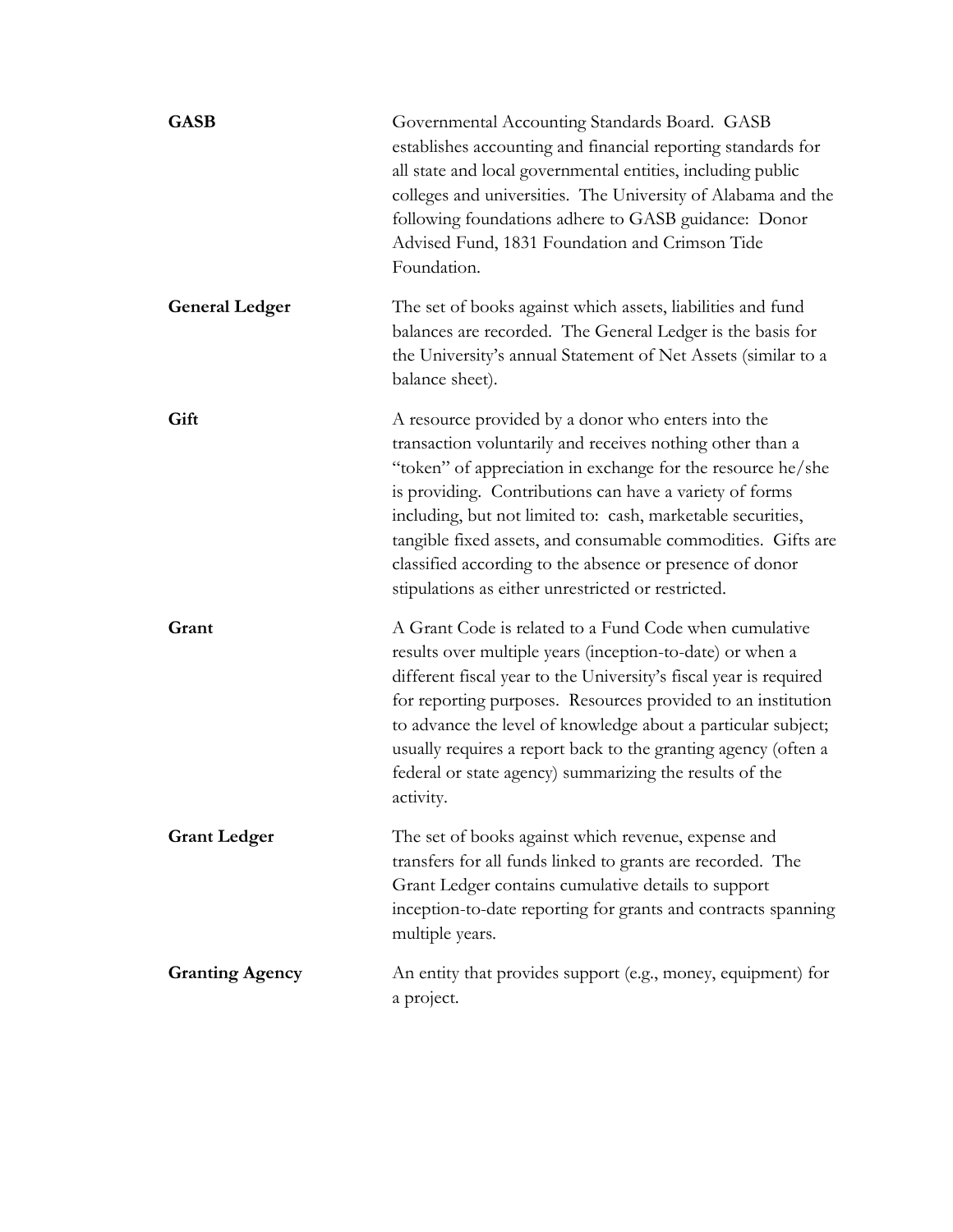**GASB**

Governmental Accounting Standards Board. GASB establishes accounting and financial reporting standards for all state and local governmental entities, including public colleges and universities. The University of Alabama and the following foundations adhere to GASB guidance: Donor Advised Fund, 1831 Foundation and Crimson Tide Foundation.

**General Ledger**

The set of books against which assets, liabilities and fund balances are recorded. The General Ledger is the basis for the University's annual Statement of Net Assets (similar to a balance sheet).

**Gift**

A resource provided by a donor who enters into the transaction voluntarily and receives nothing other than a "token" of appreciation in exchange for the resource he/she is providing. Contributions can have a variety of forms including, but not limited to: cash, marketable securities, tangible fixed assets, and consumable commodities. Gifts are classified according to the absence or presence of donor stipulations as either unrestricted or restricted.

**Grant**

A Grant Code is related to a Fund Code when cumulative results over multiple years (inception-to-date) or when a different fiscal year to the University's fiscal year is required for reporting purposes. Resources provided to an institution to advance the level of knowledge about a particular subject; usually requires a report back to the granting agency (often a federal or state agency) summarizing the results of the activity.

**Grant Ledger**

The set of books against which revenue, expense and transfers for all funds linked to grants are recorded. The Grant Ledger contains cumulative details to support inception-to-date reporting for grants and contracts spanning multiple years.

**Granting Agency**

An entity that provides support (e.g., money, equipment) for a project.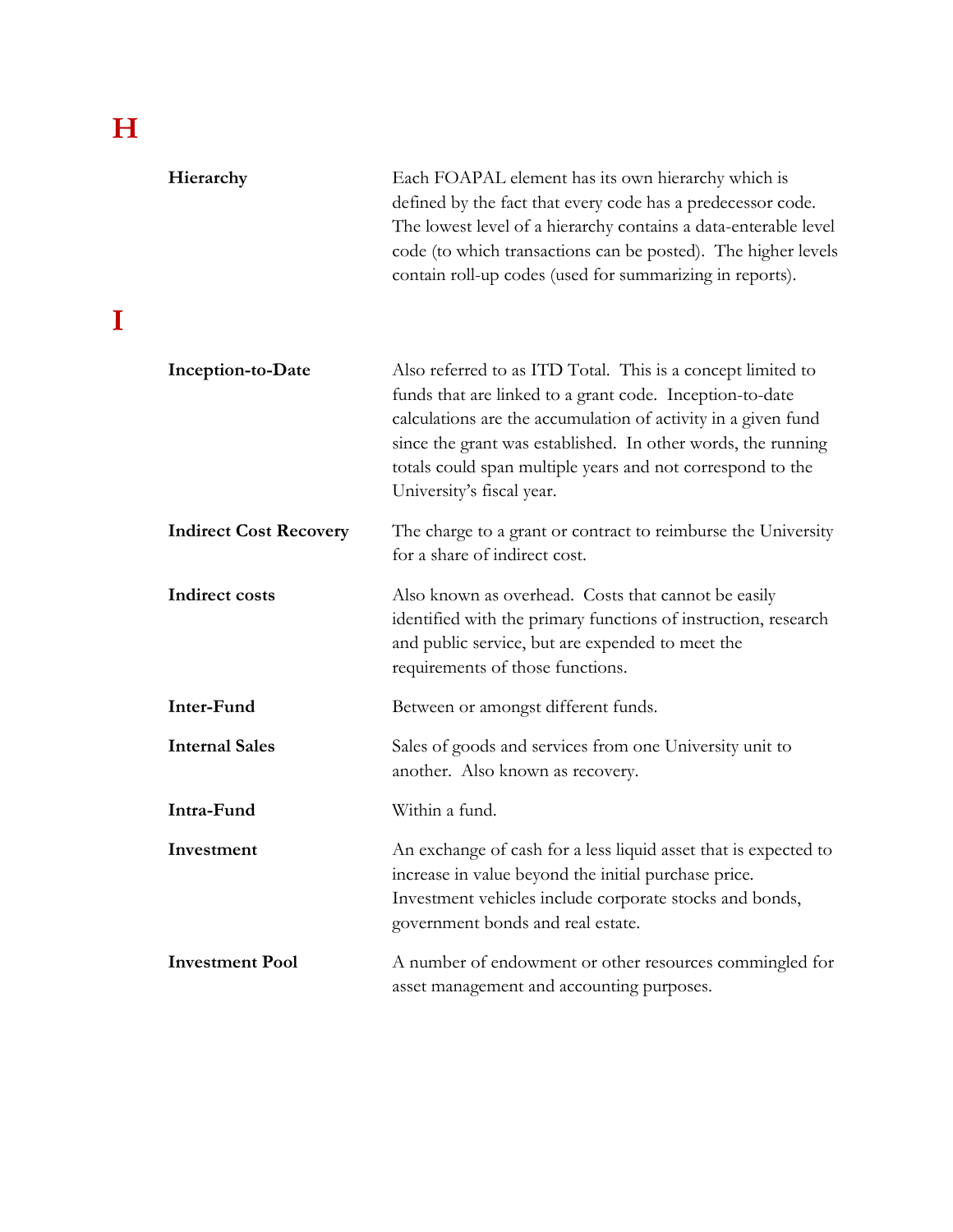## H

**Hierarchy** — Each FOAPAL element has its own hierarchy which is defined by the fact that every code has a predecessor code. The lowest level of a hierarchy contains a data-enterable level code (to which transactions can be posted). The higher levels contain roll-up codes (used for summarizing in reports).

## I

**Inception-to-Date** — Also referred to as ITD Total. This is a concept limited to funds that are linked to a grant code. Inception-to-date calculations are the accumulation of activity in a given fund since the grant was established. In other words, the running totals could span multiple years and not correspond to the University's fiscal year.

**Indirect Cost Recovery** — The charge to a grant or contract to reimburse the University for a share of indirect cost.

**Indirect costs** — Also known as overhead. Costs that cannot be easily identified with the primary functions of instruction, research and public service, but are expended to meet the requirements of those functions.

**Inter-Fund** — Between or amongst different funds.

**Internal Sales** — Sales of goods and services from one University unit to another. Also known as recovery.

**Intra-Fund** — Within a fund.

**Investment** — An exchange of cash for a less liquid asset that is expected to increase in value beyond the initial purchase price. Investment vehicles include corporate stocks and bonds, government bonds and real estate.

**Investment Pool** — A number of endowment or other resources commingled for asset management and accounting purposes.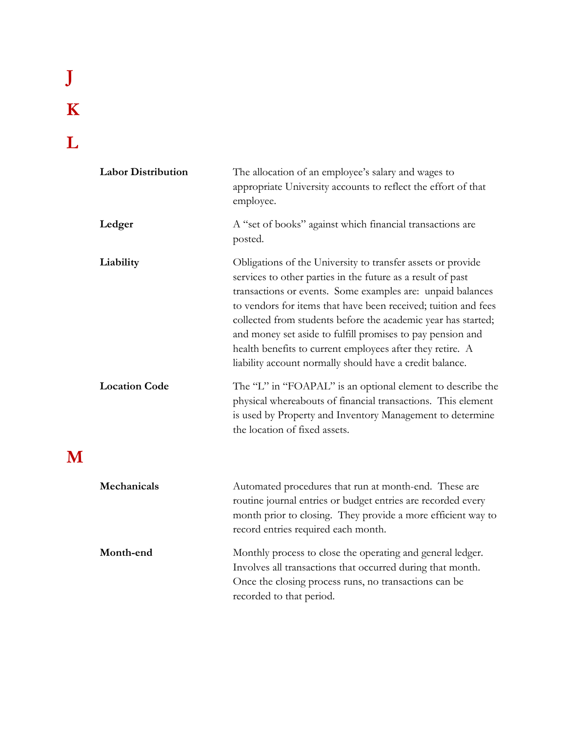# J

# K

# L

**Labor Distribution** — The allocation of an employee's salary and wages to appropriate University accounts to reflect the effort of that employee.

**Ledger** — A "set of books" against which financial transactions are posted.

**Liability** — Obligations of the University to transfer assets or provide services to other parties in the future as a result of past transactions or events. Some examples are: unpaid balances to vendors for items that have been received; tuition and fees collected from students before the academic year has started; and money set aside to fulfill promises to pay pension and health benefits to current employees after they retire. A liability account normally should have a credit balance.

**Location Code** — The "L" in "FOAPAL" is an optional element to describe the physical whereabouts of financial transactions. This element is used by Property and Inventory Management to determine the location of fixed assets.

# M

**Mechanicals** — Automated procedures that run at month-end. These are routine journal entries or budget entries are recorded every month prior to closing. They provide a more efficient way to record entries required each month.

**Month-end** — Monthly process to close the operating and general ledger. Involves all transactions that occurred during that month. Once the closing process runs, no transactions can be recorded to that period.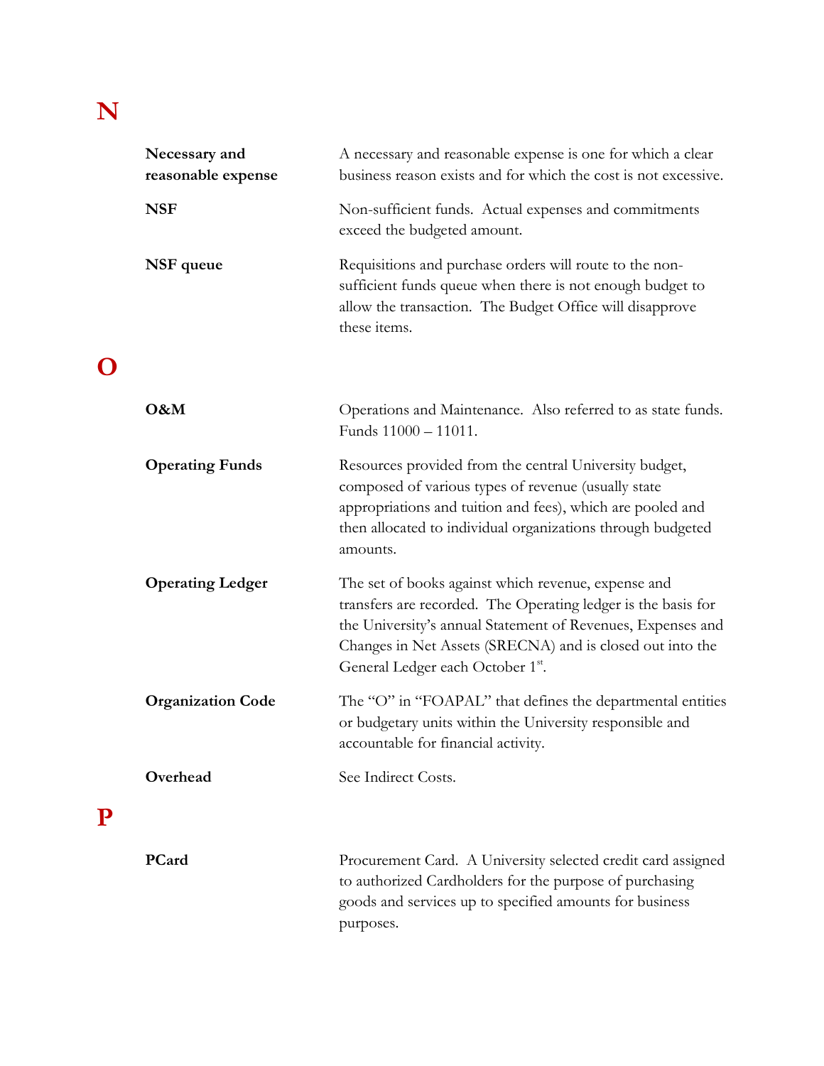# N

| Term | Definition |
| --- | --- |
| **Necessary and reasonable expense** | A necessary and reasonable expense is one for which a clear business reason exists and for which the cost is not excessive. |
| **NSF** | Non-sufficient funds. Actual expenses and commitments exceed the budgeted amount. |
| **NSF queue** | Requisitions and purchase orders will route to the non-sufficient funds queue when there is not enough budget to allow the transaction. The Budget Office will disapprove these items. |

# O

| Term | Definition |
| --- | --- |
| **O&M** | Operations and Maintenance. Also referred to as state funds. Funds 11000 – 11011. |
| **Operating Funds** | Resources provided from the central University budget, composed of various types of revenue (usually state appropriations and tuition and fees), which are pooled and then allocated to individual organizations through budgeted amounts. |
| **Operating Ledger** | The set of books against which revenue, expense and transfers are recorded. The Operating ledger is the basis for the University's annual Statement of Revenues, Expenses and Changes in Net Assets (SRECNA) and is closed out into the General Ledger each October 1st. |
| **Organization Code** | The "O" in "FOAPAL" that defines the departmental entities or budgetary units within the University responsible and accountable for financial activity. |
| **Overhead** | See Indirect Costs. |

# P

| Term | Definition |
| --- | --- |
| **PCard** | Procurement Card. A University selected credit card assigned to authorized Cardholders for the purpose of purchasing goods and services up to specified amounts for business purposes. |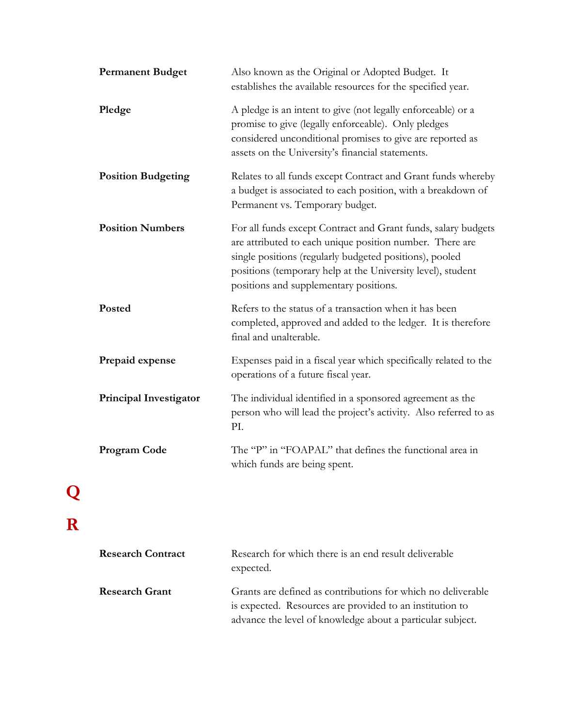| | |
|---|---|
| **Permanent Budget** | Also known as the Original or Adopted Budget. It establishes the available resources for the specified year. |
| **Pledge** | A pledge is an intent to give (not legally enforceable) or a promise to give (legally enforceable). Only pledges considered unconditional promises to give are reported as assets on the University's financial statements. |
| **Position Budgeting** | Relates to all funds except Contract and Grant funds whereby a budget is associated to each position, with a breakdown of Permanent vs. Temporary budget. |
| **Position Numbers** | For all funds except Contract and Grant funds, salary budgets are attributed to each unique position number. There are single positions (regularly budgeted positions), pooled positions (temporary help at the University level), student positions and supplementary positions. |
| **Posted** | Refers to the status of a transaction when it has been completed, approved and added to the ledger. It is therefore final and unalterable. |
| **Prepaid expense** | Expenses paid in a fiscal year which specifically related to the operations of a future fiscal year. |
| **Principal Investigator** | The individual identified in a sponsored agreement as the person who will lead the project's activity. Also referred to as PI. |
| **Program Code** | The "P" in "FOAPAL" that defines the functional area in which funds are being spent. |

# Q

# R

| | |
|---|---|
| **Research Contract** | Research for which there is an end result deliverable expected. |
| **Research Grant** | Grants are defined as contributions for which no deliverable is expected. Resources are provided to an institution to advance the level of knowledge about a particular subject. |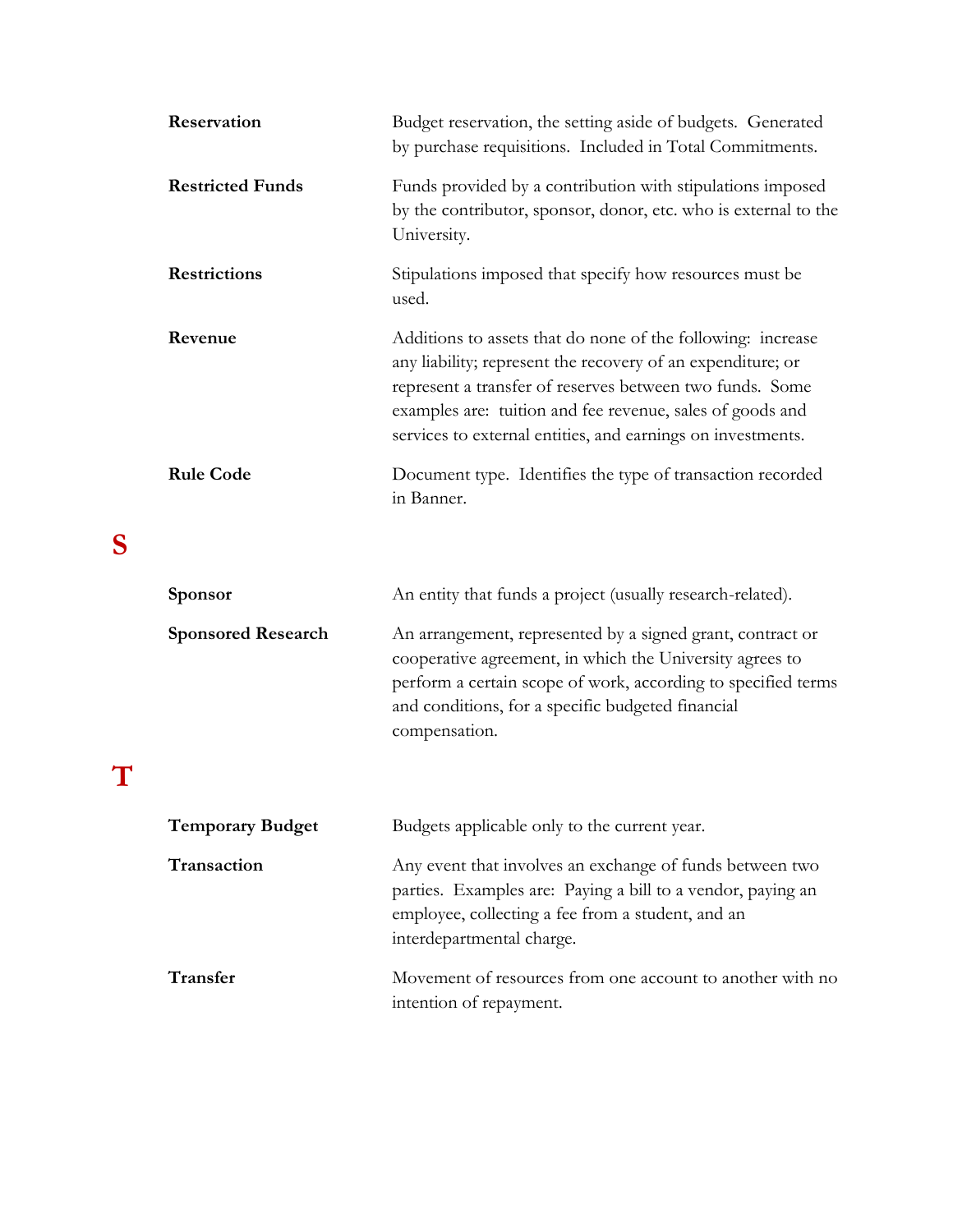**Reservation** — Budget reservation, the setting aside of budgets. Generated by purchase requisitions. Included in Total Commitments.

**Restricted Funds** — Funds provided by a contribution with stipulations imposed by the contributor, sponsor, donor, etc. who is external to the University.

**Restrictions** — Stipulations imposed that specify how resources must be used.

**Revenue** — Additions to assets that do none of the following: increase any liability; represent the recovery of an expenditure; or represent a transfer of reserves between two funds. Some examples are: tuition and fee revenue, sales of goods and services to external entities, and earnings on investments.

**Rule Code** — Document type. Identifies the type of transaction recorded in Banner.

# S

**Sponsor** — An entity that funds a project (usually research-related).

**Sponsored Research** — An arrangement, represented by a signed grant, contract or cooperative agreement, in which the University agrees to perform a certain scope of work, according to specified terms and conditions, for a specific budgeted financial compensation.

# T

**Temporary Budget** — Budgets applicable only to the current year.

**Transaction** — Any event that involves an exchange of funds between two parties. Examples are: Paying a bill to a vendor, paying an employee, collecting a fee from a student, and an interdepartmental charge.

**Transfer** — Movement of resources from one account to another with no intention of repayment.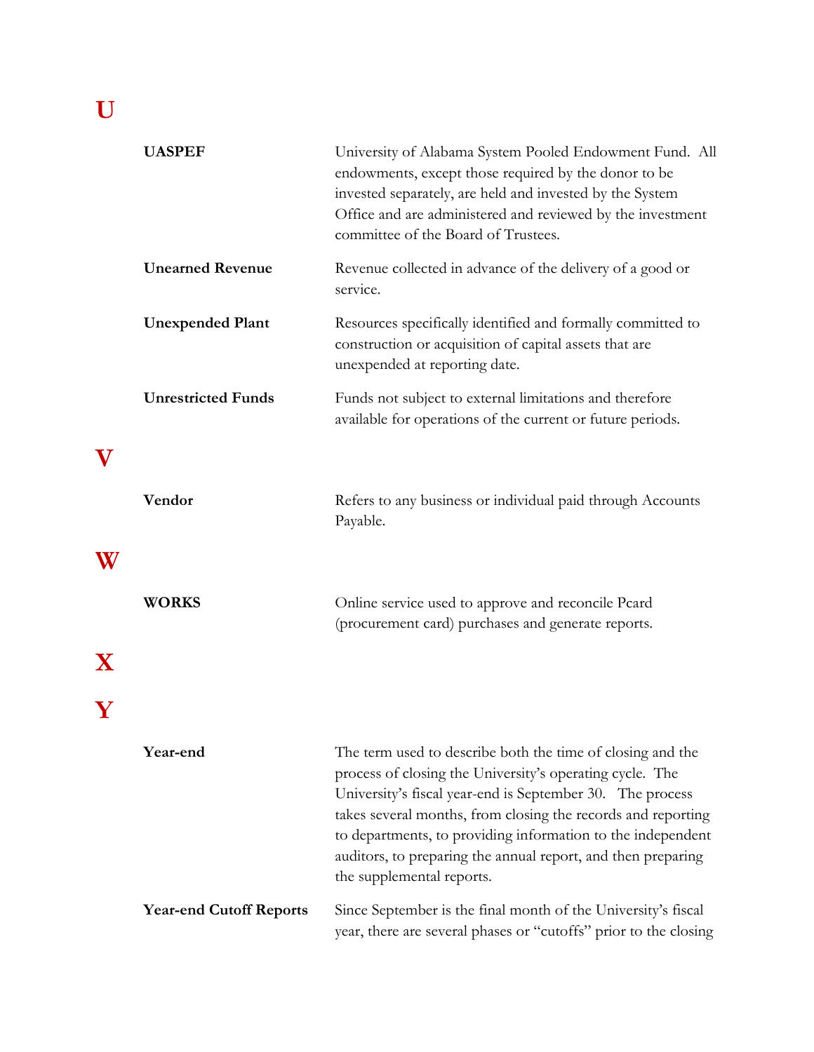# U

**UASPEF** — University of Alabama System Pooled Endowment Fund. All endowments, except those required by the donor to be invested separately, are held and invested by the System Office and are administered and reviewed by the investment committee of the Board of Trustees.

**Unearned Revenue** — Revenue collected in advance of the delivery of a good or service.

**Unexpended Plant** — Resources specifically identified and formally committed to construction or acquisition of capital assets that are unexpended at reporting date.

**Unrestricted Funds** — Funds not subject to external limitations and therefore available for operations of the current or future periods.

# V

**Vendor** — Refers to any business or individual paid through Accounts Payable.

# W

**WORKS** — Online service used to approve and reconcile Pcard (procurement card) purchases and generate reports.

# X

# Y

**Year-end** — The term used to describe both the time of closing and the process of closing the University's operating cycle. The University's fiscal year-end is September 30. The process takes several months, from closing the records and reporting to departments, to providing information to the independent auditors, to preparing the annual report, and then preparing the supplemental reports.

**Year-end Cutoff Reports** — Since September is the final month of the University's fiscal year, there are several phases or "cutoffs" prior to the closing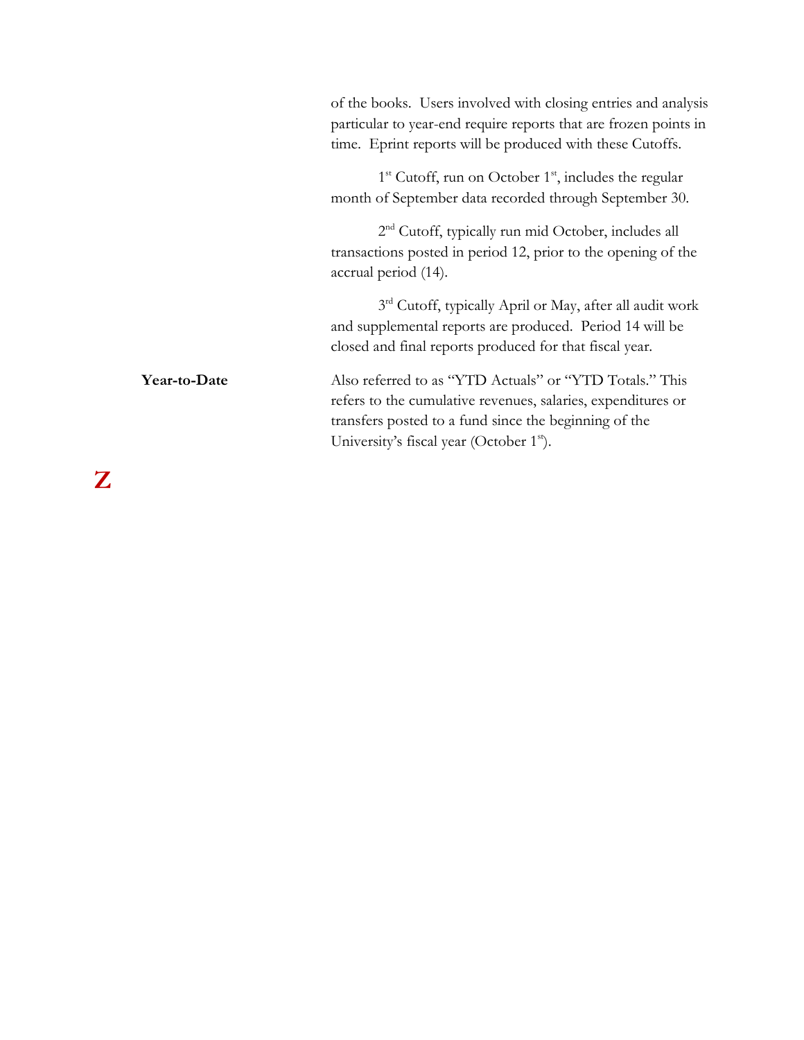of the books. Users involved with closing entries and analysis particular to year-end require reports that are frozen points in time. Eprint reports will be produced with these Cutoffs.

1st Cutoff, run on October 1st, includes the regular month of September data recorded through September 30.

2nd Cutoff, typically run mid October, includes all transactions posted in period 12, prior to the opening of the accrual period (14).

3rd Cutoff, typically April or May, after all audit work and supplemental reports are produced. Period 14 will be closed and final reports produced for that fiscal year.

**Year-to-Date** — Also referred to as "YTD Actuals" or "YTD Totals." This refers to the cumulative revenues, salaries, expenditures or transfers posted to a fund since the beginning of the University's fiscal year (October 1st).

# Z